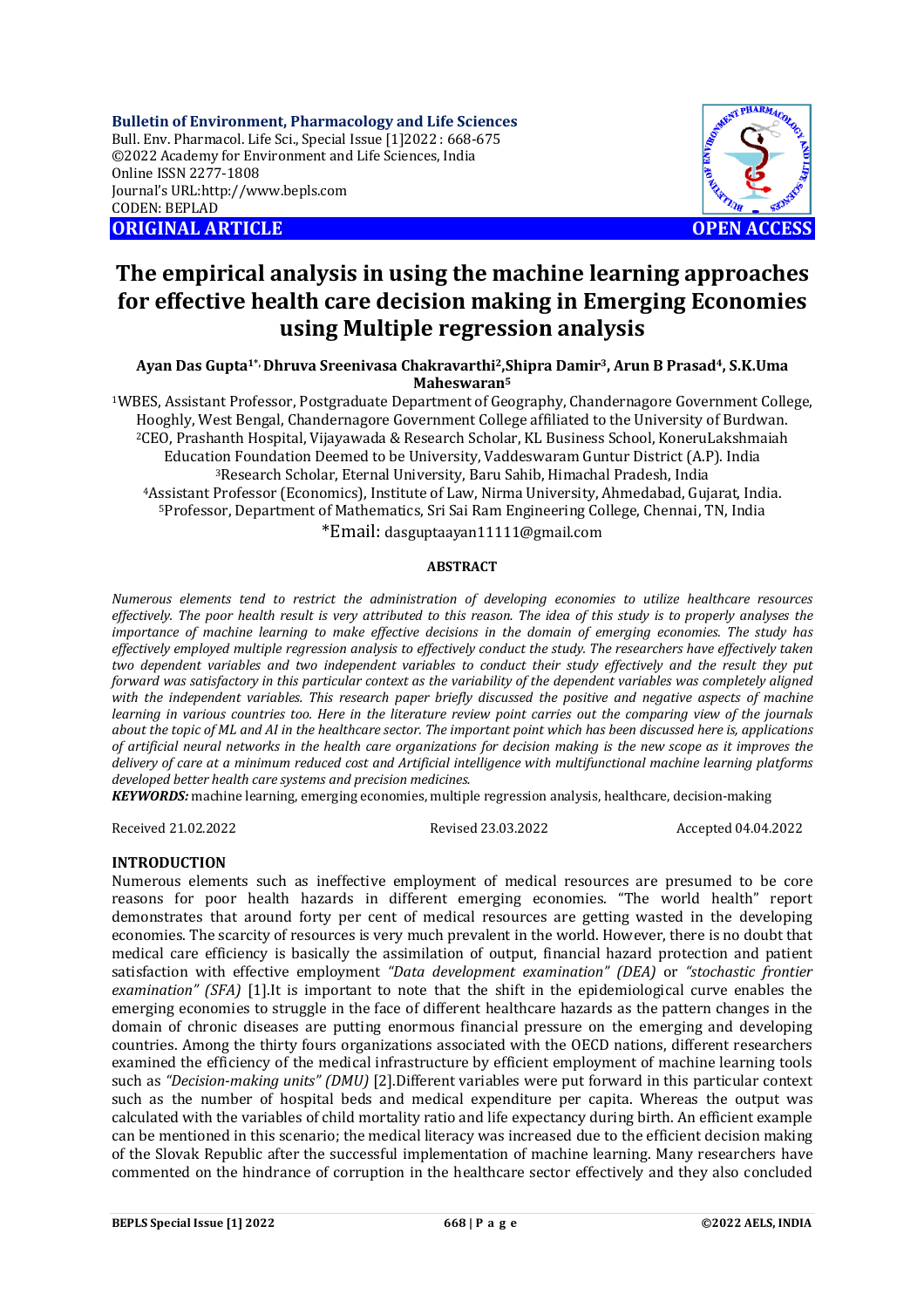**Bulletin of Environment, Pharmacology and Life Sciences**
Bull. Env. Pharmacol. Life Sci., Special Issue [1]2022 : 668-675
©2022 Academy for Environment and Life Sciences, India
Online ISSN 2277-1808
Journal's URL:http://www.bepls.com
CODEN: BEPLAD

**ORIGINAL ARTICLE** **OPEN ACCESS**

# The empirical analysis in using the machine learning approaches for effective health care decision making in Emerging Economies using Multiple regression analysis

**Ayan Das Gupta[1*], Dhruva Sreenivasa Chakravarthi[2], Shipra Damir[3], Arun B Prasad[4], S.K.Uma Maheswaran[5]**

[1]WBES, Assistant Professor, Postgraduate Department of Geography, Chandernagore Government College, Hooghly, West Bengal, Chandernagore Government College affiliated to the University of Burdwan.
[2]CEO, Prashanth Hospital, Vijayawada & Research Scholar, KL Business School, KoneruLakshmaiah Education Foundation Deemed to be University, Vaddeswaram Guntur District (A.P). India
[3]Research Scholar, Eternal University, Baru Sahib, Himachal Pradesh, India
[4]Assistant Professor (Economics), Institute of Law, Nirma University, Ahmedabad, Gujarat, India.
[5]Professor, Department of Mathematics, Sri Sai Ram Engineering College, Chennai, TN, India
*Email: dasguptaayan11111@gmail.com

## ABSTRACT

*Numerous elements tend to restrict the administration of developing economies to utilize healthcare resources effectively. The poor health result is very attributed to this reason. The idea of this study is to properly analyses the importance of machine learning to make effective decisions in the domain of emerging economies. The study has effectively employed multiple regression analysis to effectively conduct the study. The researchers have effectively taken two dependent variables and two independent variables to conduct their study effectively and the result they put forward was satisfactory in this particular context as the variability of the dependent variables was completely aligned with the independent variables. This research paper briefly discussed the positive and negative aspects of machine learning in various countries too. Here in the literature review point carries out the comparing view of the journals about the topic of ML and AI in the healthcare sector. The important point which has been discussed here is, applications of artificial neural networks in the health care organizations for decision making is the new scope as it improves the delivery of care at a minimum reduced cost and Artificial intelligence with multifunctional machine learning platforms developed better health care systems and precision medicines.*

***KEYWORDS:*** machine learning, emerging economies, multiple regression analysis, healthcare, decision-making

Received 21.02.2022 Revised 23.03.2022 Accepted 04.04.2022

## INTRODUCTION

Numerous elements such as ineffective employment of medical resources are presumed to be core reasons for poor health hazards in different emerging economies. "The world health" report demonstrates that around forty per cent of medical resources are getting wasted in the developing economies. The scarcity of resources is very much prevalent in the world. However, there is no doubt that medical care efficiency is basically the assimilation of output, financial hazard protection and patient satisfaction with effective employment *"Data development examination" (DEA)* or *"stochastic frontier examination" (SFA)* [1].It is important to note that the shift in the epidemiological curve enables the emerging economies to struggle in the face of different healthcare hazards as the pattern changes in the domain of chronic diseases are putting enormous financial pressure on the emerging and developing countries. Among the thirty fours organizations associated with the OECD nations, different researchers examined the efficiency of the medical infrastructure by efficient employment of machine learning tools such as *"Decision-making units" (DMU)* [2].Different variables were put forward in this particular context such as the number of hospital beds and medical expenditure per capita. Whereas the output was calculated with the variables of child mortality ratio and life expectancy during birth. An efficient example can be mentioned in this scenario; the medical literacy was increased due to the efficient decision making of the Slovak Republic after the successful implementation of machine learning. Many researchers have commented on the hindrance of corruption in the healthcare sector effectively and they also concluded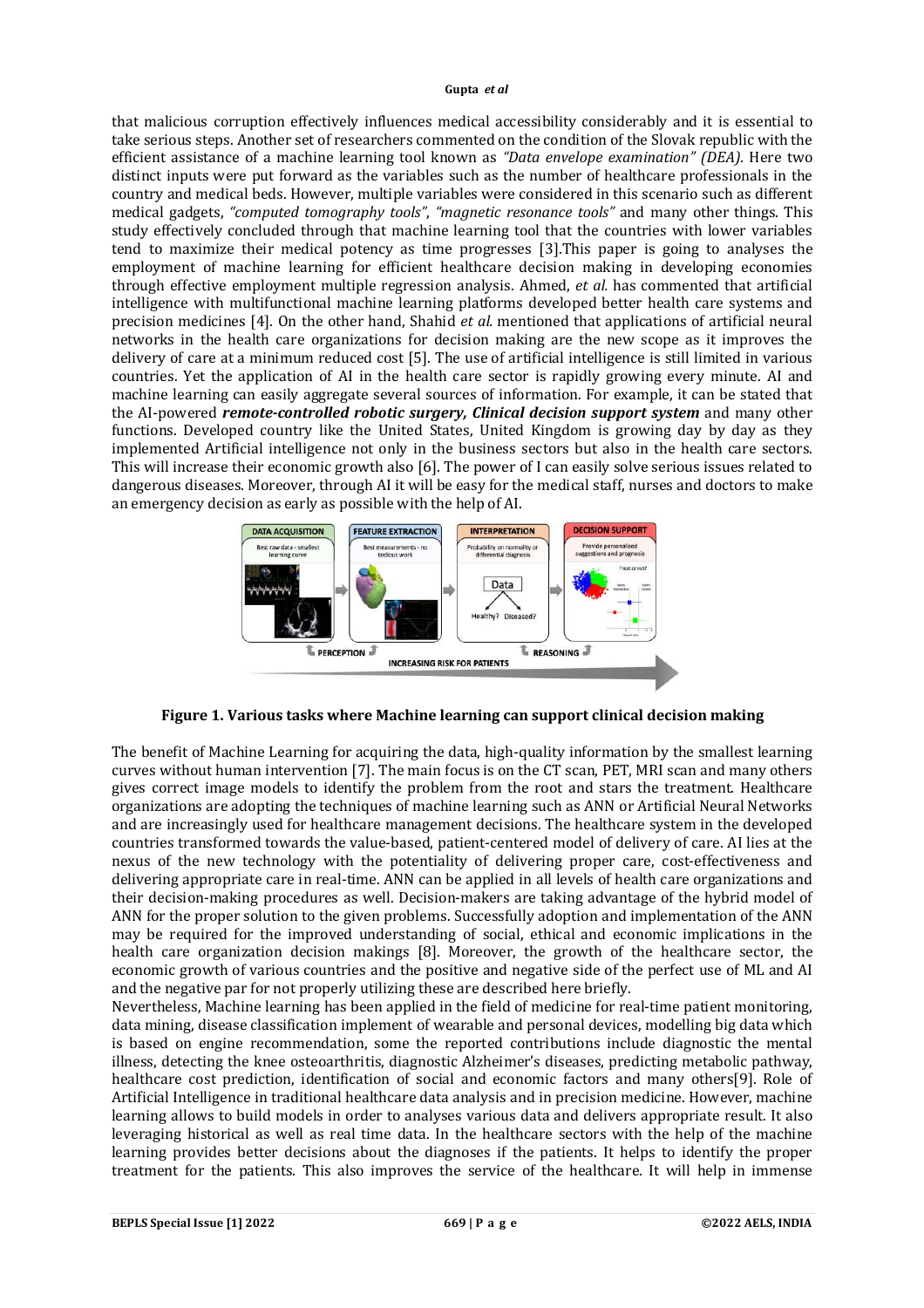that malicious corruption effectively influences medical accessibility considerably and it is essential to take serious steps. Another set of researchers commented on the condition of the Slovak republic with the efficient assistance of a machine learning tool known as *"Data envelope examination" (DEA).* Here two distinct inputs were put forward as the variables such as the number of healthcare professionals in the country and medical beds. However, multiple variables were considered in this scenario such as different medical gadgets, *"computed tomography tools"*, *"magnetic resonance tools"* and many other things. This study effectively concluded through that machine learning tool that the countries with lower variables tend to maximize their medical potency as time progresses [3].This paper is going to analyses the employment of machine learning for efficient healthcare decision making in developing economies through effective employment multiple regression analysis. Ahmed, *et al.* has commented that artificial intelligence with multifunctional machine learning platforms developed better health care systems and precision medicines [4]. On the other hand, Shahid *et al.* mentioned that applications of artificial neural networks in the health care organizations for decision making are the new scope as it improves the delivery of care at a minimum reduced cost [5]. The use of artificial intelligence is still limited in various countries. Yet the application of AI in the health care sector is rapidly growing every minute. AI and machine learning can easily aggregate several sources of information. For example, it can be stated that the AI-powered ***remote-controlled robotic surgery, Clinical decision support system*** and many other functions. Developed country like the United States, United Kingdom is growing day by day as they implemented Artificial intelligence not only in the business sectors but also in the health care sectors. This will increase their economic growth also [6]. The power of I can easily solve serious issues related to dangerous diseases. Moreover, through AI it will be easy for the medical staff, nurses and doctors to make an emergency decision as early as possible with the help of AI.

**Figure 1. Various tasks where Machine learning can support clinical decision making**

The benefit of Machine Learning for acquiring the data, high-quality information by the smallest learning curves without human intervention [7]. The main focus is on the CT scan, PET, MRI scan and many others gives correct image models to identify the problem from the root and stars the treatment. Healthcare organizations are adopting the techniques of machine learning such as ANN or Artificial Neural Networks and are increasingly used for healthcare management decisions. The healthcare system in the developed countries transformed towards the value-based, patient-centered model of delivery of care. AI lies at the nexus of the new technology with the potentiality of delivering proper care, cost-effectiveness and delivering appropriate care in real-time. ANN can be applied in all levels of health care organizations and their decision-making procedures as well. Decision-makers are taking advantage of the hybrid model of ANN for the proper solution to the given problems. Successfully adoption and implementation of the ANN may be required for the improved understanding of social, ethical and economic implications in the health care organization decision makings [8]. Moreover, the growth of the healthcare sector, the economic growth of various countries and the positive and negative side of the perfect use of ML and AI and the negative par for not properly utilizing these are described here briefly.

Nevertheless, Machine learning has been applied in the field of medicine for real-time patient monitoring, data mining, disease classification implement of wearable and personal devices, modelling big data which is based on engine recommendation, some the reported contributions include diagnostic the mental illness, detecting the knee osteoarthritis, diagnostic Alzheimer's diseases, predicting metabolic pathway, healthcare cost prediction, identification of social and economic factors and many others[9]. Role of Artificial Intelligence in traditional healthcare data analysis and in precision medicine. However, machine learning allows to build models in order to analyses various data and delivers appropriate result. It also leveraging historical as well as real time data. In the healthcare sectors with the help of the machine learning provides better decisions about the diagnoses if the patients. It helps to identify the proper treatment for the patients. This also improves the service of the healthcare. It will help in immense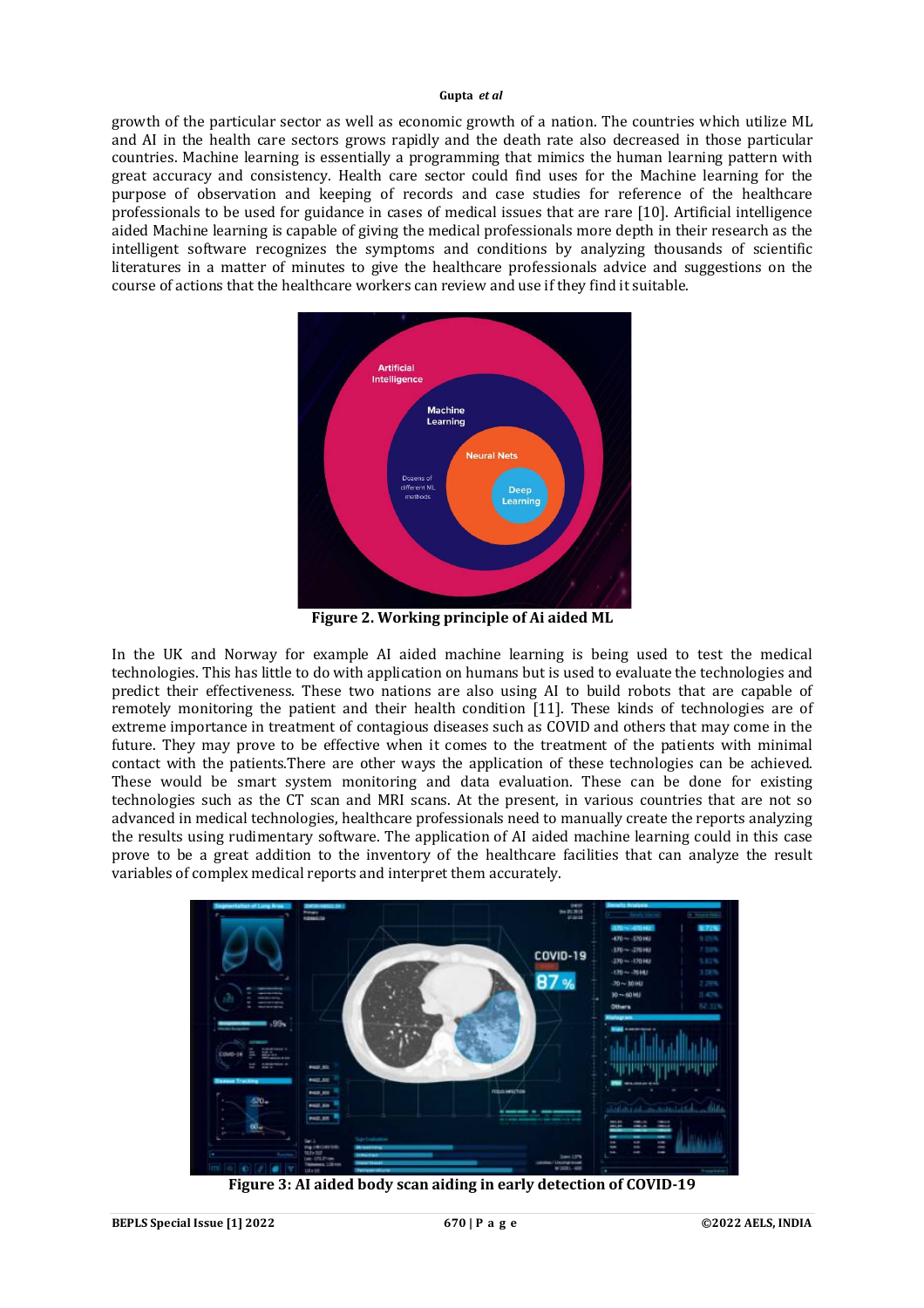growth of the particular sector as well as economic growth of a nation. The countries which utilize ML and AI in the health care sectors grows rapidly and the death rate also decreased in those particular countries. Machine learning is essentially a programming that mimics the human learning pattern with great accuracy and consistency. Health care sector could find uses for the Machine learning for the purpose of observation and keeping of records and case studies for reference of the healthcare professionals to be used for guidance in cases of medical issues that are rare [10]. Artificial intelligence aided Machine learning is capable of giving the medical professionals more depth in their research as the intelligent software recognizes the symptoms and conditions by analyzing thousands of scientific literatures in a matter of minutes to give the healthcare professionals advice and suggestions on the course of actions that the healthcare workers can review and use if they find it suitable.

**Figure 2. Working principle of Ai aided ML**

In the UK and Norway for example AI aided machine learning is being used to test the medical technologies. This has little to do with application on humans but is used to evaluate the technologies and predict their effectiveness. These two nations are also using AI to build robots that are capable of remotely monitoring the patient and their health condition [11]. These kinds of technologies are of extreme importance in treatment of contagious diseases such as COVID and others that may come in the future. They may prove to be effective when it comes to the treatment of the patients with minimal contact with the patients.There are other ways the application of these technologies can be achieved. These would be smart system monitoring and data evaluation. These can be done for existing technologies such as the CT scan and MRI scans. At the present, in various countries that are not so advanced in medical technologies, healthcare professionals need to manually create the reports analyzing the results using rudimentary software. The application of AI aided machine learning could in this case prove to be a great addition to the inventory of the healthcare facilities that can analyze the result variables of complex medical reports and interpret them accurately.

**Figure 3: AI aided body scan aiding in early detection of COVID-19**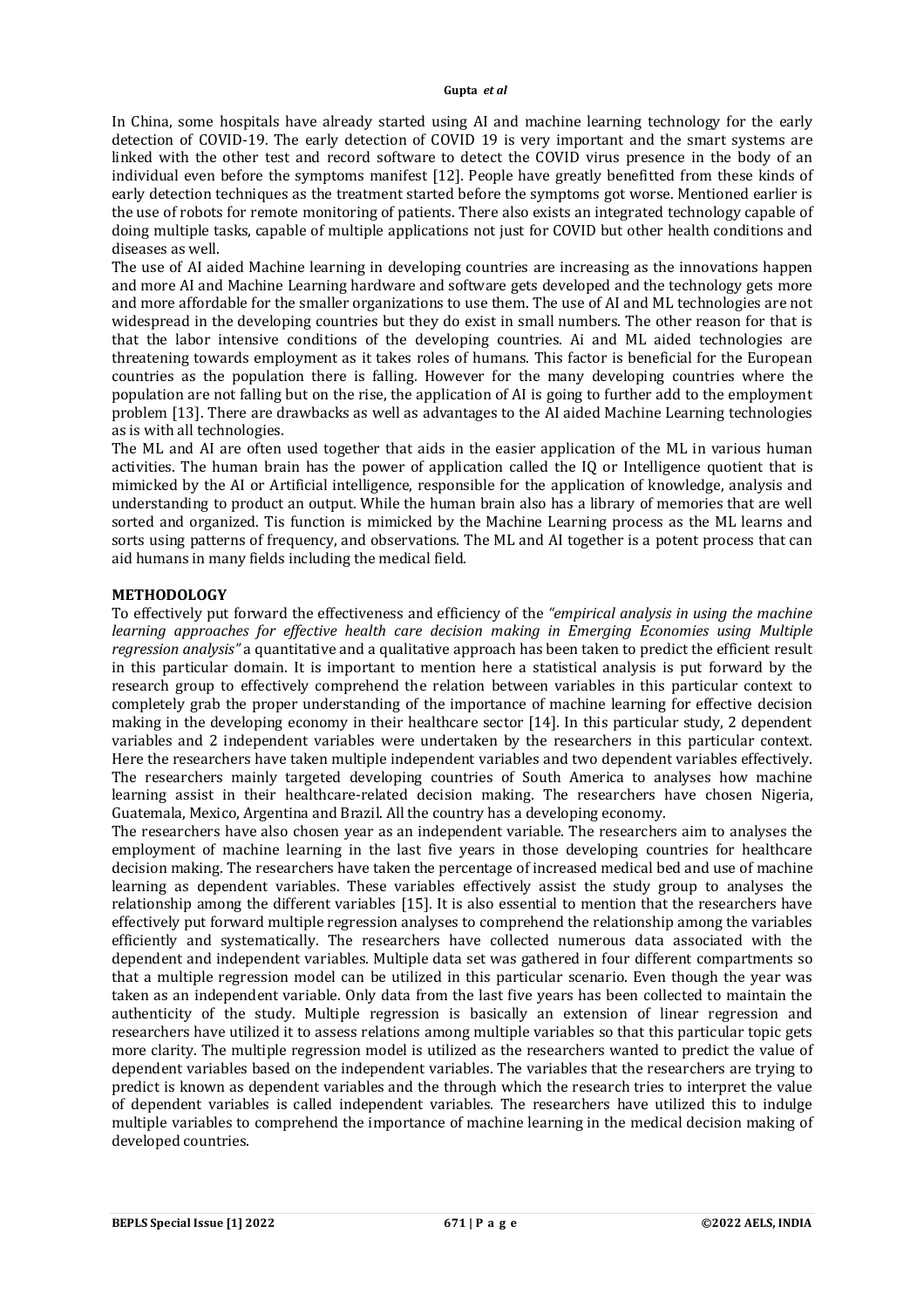In China, some hospitals have already started using AI and machine learning technology for the early detection of COVID-19. The early detection of COVID 19 is very important and the smart systems are linked with the other test and record software to detect the COVID virus presence in the body of an individual even before the symptoms manifest [12]. People have greatly benefitted from these kinds of early detection techniques as the treatment started before the symptoms got worse. Mentioned earlier is the use of robots for remote monitoring of patients. There also exists an integrated technology capable of doing multiple tasks, capable of multiple applications not just for COVID but other health conditions and diseases as well.

The use of AI aided Machine learning in developing countries are increasing as the innovations happen and more AI and Machine Learning hardware and software gets developed and the technology gets more and more affordable for the smaller organizations to use them. The use of AI and ML technologies are not widespread in the developing countries but they do exist in small numbers. The other reason for that is that the labor intensive conditions of the developing countries. Ai and ML aided technologies are threatening towards employment as it takes roles of humans. This factor is beneficial for the European countries as the population there is falling. However for the many developing countries where the population are not falling but on the rise, the application of AI is going to further add to the employment problem [13]. There are drawbacks as well as advantages to the AI aided Machine Learning technologies as is with all technologies.

The ML and AI are often used together that aids in the easier application of the ML in various human activities. The human brain has the power of application called the IQ or Intelligence quotient that is mimicked by the AI or Artificial intelligence, responsible for the application of knowledge, analysis and understanding to product an output. While the human brain also has a library of memories that are well sorted and organized. Tis function is mimicked by the Machine Learning process as the ML learns and sorts using patterns of frequency, and observations. The ML and AI together is a potent process that can aid humans in many fields including the medical field.

## METHODOLOGY

To effectively put forward the effectiveness and efficiency of the *"empirical analysis in using the machine learning approaches for effective health care decision making in Emerging Economies using Multiple regression analysis"* a quantitative and a qualitative approach has been taken to predict the efficient result in this particular domain. It is important to mention here a statistical analysis is put forward by the research group to effectively comprehend the relation between variables in this particular context to completely grab the proper understanding of the importance of machine learning for effective decision making in the developing economy in their healthcare sector [14]. In this particular study, 2 dependent variables and 2 independent variables were undertaken by the researchers in this particular context. Here the researchers have taken multiple independent variables and two dependent variables effectively. The researchers mainly targeted developing countries of South America to analyses how machine learning assist in their healthcare-related decision making. The researchers have chosen Nigeria, Guatemala, Mexico, Argentina and Brazil. All the country has a developing economy.

The researchers have also chosen year as an independent variable. The researchers aim to analyses the employment of machine learning in the last five years in those developing countries for healthcare decision making. The researchers have taken the percentage of increased medical bed and use of machine learning as dependent variables. These variables effectively assist the study group to analyses the relationship among the different variables [15]. It is also essential to mention that the researchers have effectively put forward multiple regression analyses to comprehend the relationship among the variables efficiently and systematically. The researchers have collected numerous data associated with the dependent and independent variables. Multiple data set was gathered in four different compartments so that a multiple regression model can be utilized in this particular scenario. Even though the year was taken as an independent variable. Only data from the last five years has been collected to maintain the authenticity of the study. Multiple regression is basically an extension of linear regression and researchers have utilized it to assess relations among multiple variables so that this particular topic gets more clarity. The multiple regression model is utilized as the researchers wanted to predict the value of dependent variables based on the independent variables. The variables that the researchers are trying to predict is known as dependent variables and the through which the research tries to interpret the value of dependent variables is called independent variables. The researchers have utilized this to indulge multiple variables to comprehend the importance of machine learning in the medical decision making of developed countries.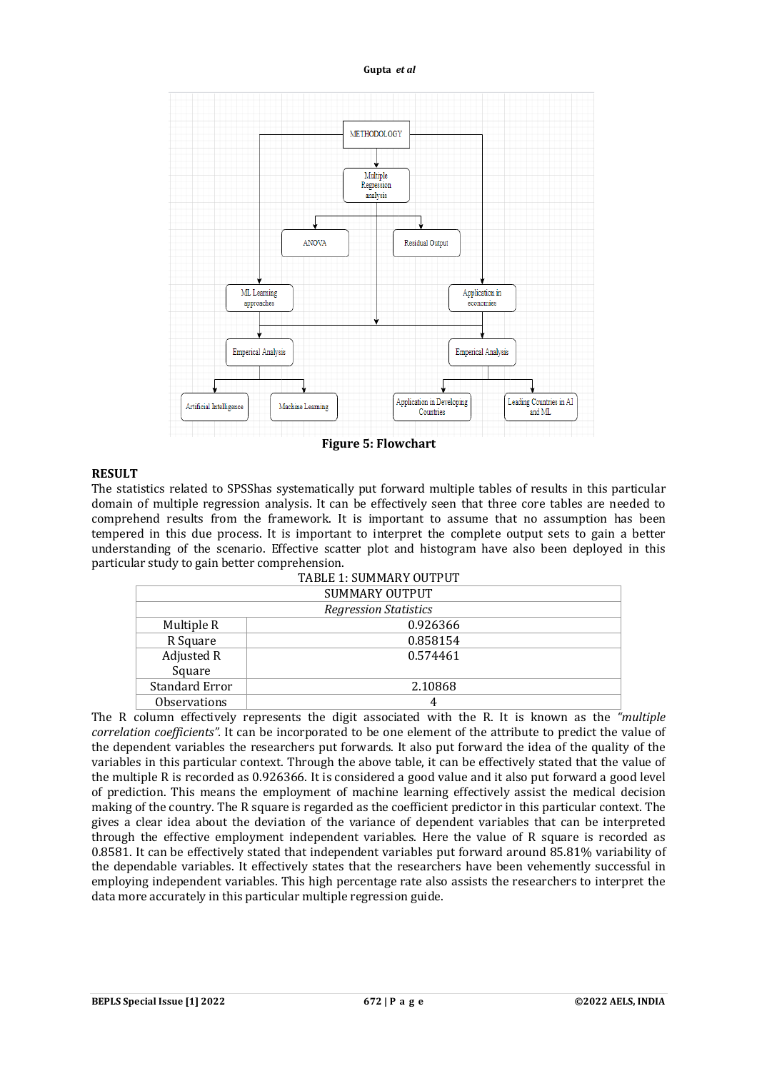Figure 5: Flowchart

## RESULT

The statistics related to SPSShas systematically put forward multiple tables of results in this particular domain of multiple regression analysis. It can be effectively seen that three core tables are needed to comprehend results from the framework. It is important to assume that no assumption has been tempered in this due process. It is important to interpret the complete output sets to gain a better understanding of the scenario. Effective scatter plot and histogram have also been deployed in this particular study to gain better comprehension.

TABLE 1: SUMMARY OUTPUT

| SUMMARY OUTPUT | |
|---|---|
| *Regression Statistics* | |
| Multiple R | 0.926366 |
| R Square | 0.858154 |
| Adjusted R Square | 0.574461 |
| Standard Error | 2.10868 |
| Observations | 4 |

The R column effectively represents the digit associated with the R. It is known as the *"multiple correlation coefficients"*. It can be incorporated to be one element of the attribute to predict the value of the dependent variables the researchers put forwards. It also put forward the idea of the quality of the variables in this particular context. Through the above table, it can be effectively stated that the value of the multiple R is recorded as 0.926366. It is considered a good value and it also put forward a good level of prediction. This means the employment of machine learning effectively assist the medical decision making of the country. The R square is regarded as the coefficient predictor in this particular context. The gives a clear idea about the deviation of the variance of dependent variables that can be interpreted through the effective employment independent variables. Here the value of R square is recorded as 0.8581. It can be effectively stated that independent variables put forward around 85.81% variability of the dependable variables. It effectively states that the researchers have been vehemently successful in employing independent variables. This high percentage rate also assists the researchers to interpret the data more accurately in this particular multiple regression guide.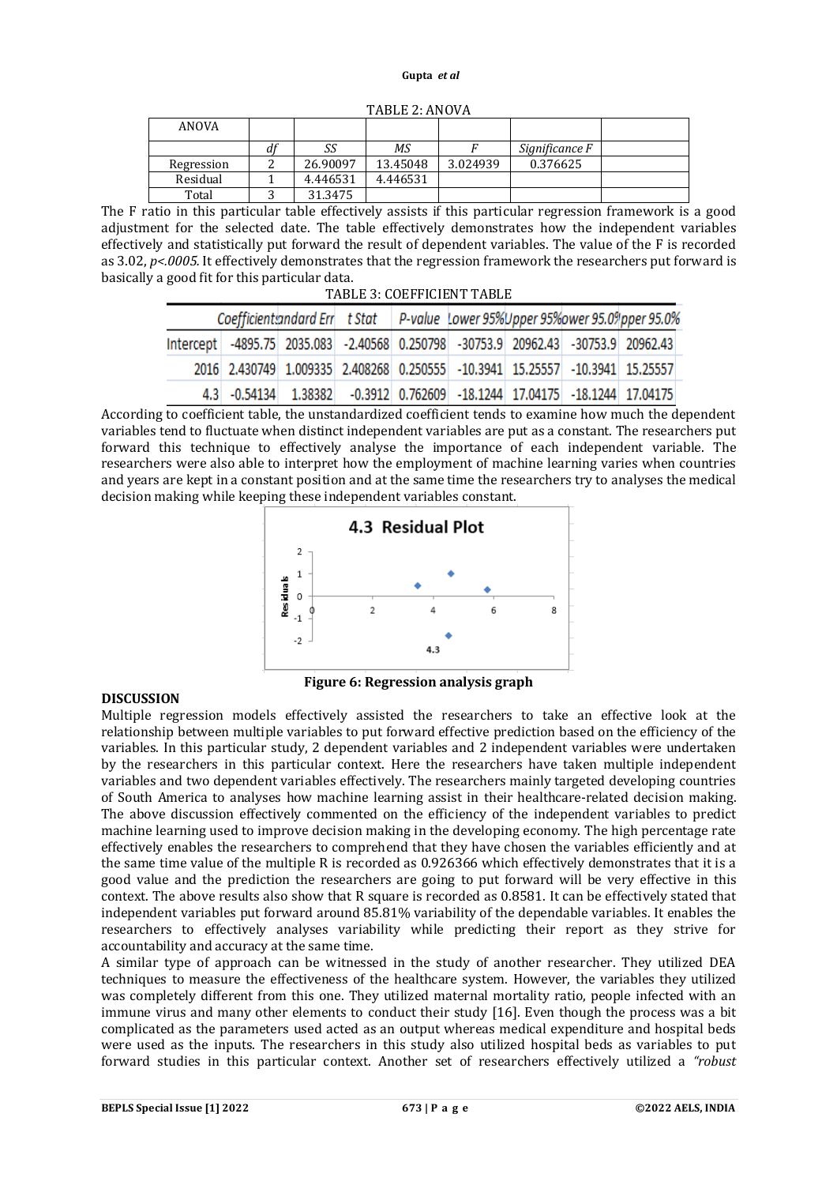TABLE 2: ANOVA

| ANOVA | | | | | | |
|---|---|---|---|---|---|---|
| | df | SS | MS | F | Significance F | |
| Regression | 2 | 26.90097 | 13.45048 | 3.024939 | 0.376625 | |
| Residual | 1 | 4.446531 | 4.446531 | | | |
| Total | 3 | 31.3475 | | | | |

The F ratio in this particular table effectively assists if this particular regression framework is a good adjustment for the selected date. The table effectively demonstrates how the independent variables effectively and statistically put forward the result of dependent variables. The value of the F is recorded as 3.02, *p<.0005*. It effectively demonstrates that the regression framework the researchers put forward is basically a good fit for this particular data.

TABLE 3: COEFFICIENT TABLE

| | Coefficientstandard Err | | t Stat | P-value | Lower 95% | Upper 95% | Lower 95.0% | Upper 95.0% |
|---|---|---|---|---|---|---|---|---|
| Intercept | -4895.75 | 2035.083 | -2.40568 | 0.250798 | -30753.9 | 20962.43 | -30753.9 | 20962.43 |
| 2016 | 2.430749 | 1.009335 | 2.408268 | 0.250555 | -10.3941 | 15.25557 | -10.3941 | 15.25557 |
| 4.3 | -0.54134 | 1.38382 | -0.3912 | 0.762609 | -18.1244 | 17.04175 | -18.1244 | 17.04175 |

According to coefficient table, the unstandardized coefficient tends to examine how much the dependent variables tend to fluctuate when distinct independent variables are put as a constant. The researchers put forward this technique to effectively analyse the importance of each independent variable. The researchers were also able to interpret how the employment of machine learning varies when countries and years are kept in a constant position and at the same time the researchers try to analyses the medical decision making while keeping these independent variables constant.

**Figure 6: Regression analysis graph**

## DISCUSSION

Multiple regression models effectively assisted the researchers to take an effective look at the relationship between multiple variables to put forward effective prediction based on the efficiency of the variables. In this particular study, 2 dependent variables and 2 independent variables were undertaken by the researchers in this particular context. Here the researchers have taken multiple independent variables and two dependent variables effectively. The researchers mainly targeted developing countries of South America to analyses how machine learning assist in their healthcare-related decision making. The above discussion effectively commented on the efficiency of the independent variables to predict machine learning used to improve decision making in the developing economy. The high percentage rate effectively enables the researchers to comprehend that they have chosen the variables efficiently and at the same time value of the multiple R is recorded as 0.926366 which effectively demonstrates that it is a good value and the prediction the researchers are going to put forward will be very effective in this context. The above results also show that R square is recorded as 0.8581. It can be effectively stated that independent variables put forward around 85.81% variability of the dependable variables. It enables the researchers to effectively analyses variability while predicting their report as they strive for accountability and accuracy at the same time.

A similar type of approach can be witnessed in the study of another researcher. They utilized DEA techniques to measure the effectiveness of the healthcare system. However, the variables they utilized was completely different from this one. They utilized maternal mortality ratio, people infected with an immune virus and many other elements to conduct their study [16]. Even though the process was a bit complicated as the parameters used acted as an output whereas medical expenditure and hospital beds were used as the inputs. The researchers in this study also utilized hospital beds as variables to put forward studies in this particular context. Another set of researchers effectively utilized a *"robust*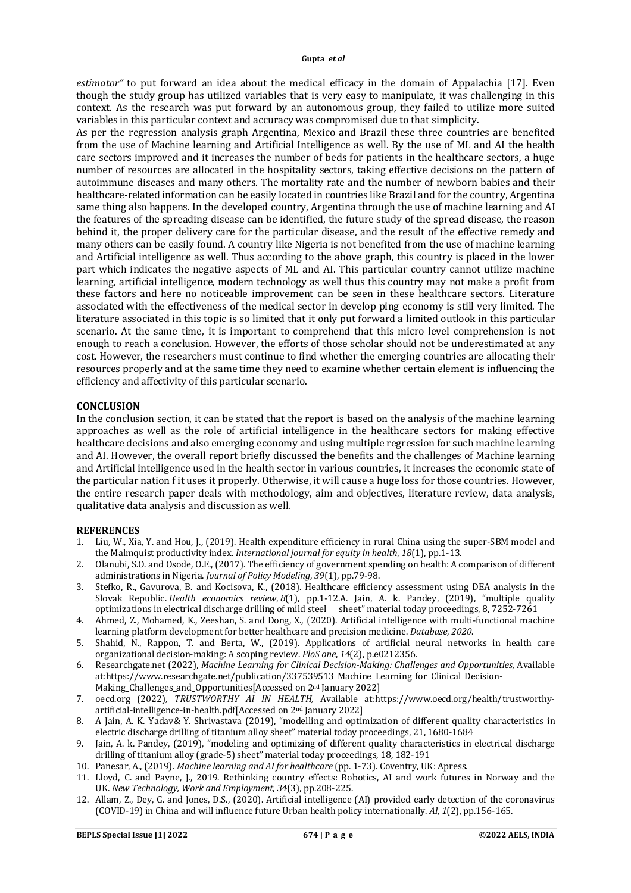*estimator"* to put forward an idea about the medical efficacy in the domain of Appalachia [17]. Even though the study group has utilized variables that is very easy to manipulate, it was challenging in this context. As the research was put forward by an autonomous group, they failed to utilize more suited variables in this particular context and accuracy was compromised due to that simplicity.

As per the regression analysis graph Argentina, Mexico and Brazil these three countries are benefited from the use of Machine learning and Artificial Intelligence as well. By the use of ML and AI the health care sectors improved and it increases the number of beds for patients in the healthcare sectors, a huge number of resources are allocated in the hospitality sectors, taking effective decisions on the pattern of autoimmune diseases and many others. The mortality rate and the number of newborn babies and their healthcare-related information can be easily located in countries like Brazil and for the country, Argentina same thing also happens. In the developed country, Argentina through the use of machine learning and AI the features of the spreading disease can be identified, the future study of the spread disease, the reason behind it, the proper delivery care for the particular disease, and the result of the effective remedy and many others can be easily found. A country like Nigeria is not benefited from the use of machine learning and Artificial intelligence as well. Thus according to the above graph, this country is placed in the lower part which indicates the negative aspects of ML and AI. This particular country cannot utilize machine learning, artificial intelligence, modern technology as well thus this country may not make a profit from these factors and here no noticeable improvement can be seen in these healthcare sectors. Literature associated with the effectiveness of the medical sector in develop ping economy is still very limited. The literature associated in this topic is so limited that it only put forward a limited outlook in this particular scenario. At the same time, it is important to comprehend that this micro level comprehension is not enough to reach a conclusion. However, the efforts of those scholar should not be underestimated at any cost. However, the researchers must continue to find whether the emerging countries are allocating their resources properly and at the same time they need to examine whether certain element is influencing the efficiency and affectivity of this particular scenario.

## CONCLUSION

In the conclusion section, it can be stated that the report is based on the analysis of the machine learning approaches as well as the role of artificial intelligence in the healthcare sectors for making effective healthcare decisions and also emerging economy and using multiple regression for such machine learning and AI. However, the overall report briefly discussed the benefits and the challenges of Machine learning and Artificial intelligence used in the health sector in various countries, it increases the economic state of the particular nation f it uses it properly. Otherwise, it will cause a huge loss for those countries. However, the entire research paper deals with methodology, aim and objectives, literature review, data analysis, qualitative data analysis and discussion as well.

## REFERENCES

1. Liu, W., Xia, Y. and Hou, J., (2019). Health expenditure efficiency in rural China using the super-SBM model and the Malmquist productivity index. *International journal for equity in health*, *18*(1), pp.1-13.
2. Olanubi, S.O. and Osode, O.E., (2017). The efficiency of government spending on health: A comparison of different administrations in Nigeria. *Journal of Policy Modeling*, *39*(1), pp.79-98.
3. Stefko, R., Gavurova, B. and Kocisova, K., (2018). Healthcare efficiency assessment using DEA analysis in the Slovak Republic. *Health economics review*, *8*(1), pp.1-12.A. Jain, A. k. Pandey, (2019), "multiple quality optimizations in electrical discharge drilling of mild steel sheet" material today proceedings, 8, 7252-7261
4. Ahmed, Z., Mohamed, K., Zeeshan, S. and Dong, X., (2020). Artificial intelligence with multi-functional machine learning platform development for better healthcare and precision medicine. *Database*, *2020*.
5. Shahid, N., Rappon, T. and Berta, W., (2019). Applications of artificial neural networks in health care organizational decision-making: A scoping review. *PloS one*, *14*(2), p.e0212356.
6. Researchgate.net (2022), *Machine Learning for Clinical Decision-Making: Challenges and Opportunities,* Available at:https://www.researchgate.net/publication/337539513_Machine_Learning_for_Clinical_Decision-Making_Challenges_and_Opportunities[Accessed on 2nd January 2022]
7. oecd.org (2022), *TRUSTWORTHY AI IN HEALTH,* Available at:https://www.oecd.org/health/trustworthy-artificial-intelligence-in-health.pdf[Accessed on 2nd January 2022]
8. A Jain, A. K. Yadav& Y. Shrivastava (2019), "modelling and optimization of different quality characteristics in electric discharge drilling of titanium alloy sheet" material today proceedings, 21, 1680-1684
9. Jain, A. k. Pandey, (2019), "modeling and optimizing of different quality characteristics in electrical discharge drilling of titanium alloy (grade-5) sheet" material today proceedings, 18, 182-191
10. Panesar, A., (2019). *Machine learning and AI for healthcare* (pp. 1-73). Coventry, UK: Apress.
11. Lloyd, C. and Payne, J., 2019. Rethinking country effects: Robotics, AI and work futures in Norway and the UK. *New Technology, Work and Employment*, *34*(3), pp.208-225.
12. Allam, Z., Dey, G. and Jones, D.S., (2020). Artificial intelligence (AI) provided early detection of the coronavirus (COVID-19) in China and will influence future Urban health policy internationally. *AI*, *1*(2), pp.156-165.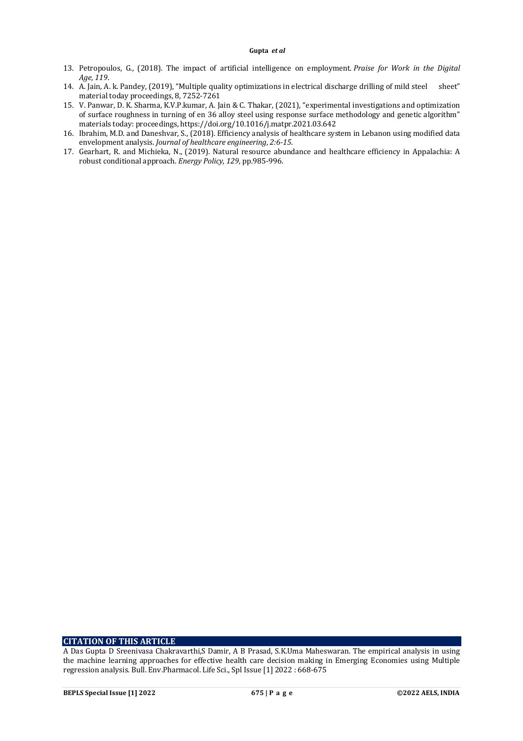13. Petropoulos, G., (2018). The impact of artificial intelligence on employment. *Praise for Work in the Digital Age*, *119*.
14. A. Jain, A. k. Pandey, (2019), "Multiple quality optimizations in electrical discharge drilling of mild steel sheet" material today proceedings, 8, 7252-7261
15. V. Panwar, D. K. Sharma, K.V.P.kumar, A. Jain & C. Thakar, (2021), "experimental investigations and optimization of surface roughness in turning of en 36 alloy steel using response surface methodology and genetic algorithm" materials today: proceedings, https://doi.org/10.1016/j.matpr.2021.03.642
16. Ibrahim, M.D. and Daneshvar, S., (2018). Efficiency analysis of healthcare system in Lebanon using modified data envelopment analysis. *Journal of healthcare engineering*, *2:6-15*.
17. Gearhart, R. and Michieka, N., (2019). Natural resource abundance and healthcare efficiency in Appalachia: A robust conditional approach. *Energy Policy*, *129*, pp.985-996.

## CITATION OF THIS ARTICLE

A Das Gupta, D Sreenivasa Chakravarthi,S Damir, A B Prasad, S.K.Uma Maheswaran. The empirical analysis in using the machine learning approaches for effective health care decision making in Emerging Economies using Multiple regression analysis. Bull. Env.Pharmacol. Life Sci., Spl Issue [1] 2022 : 668-675